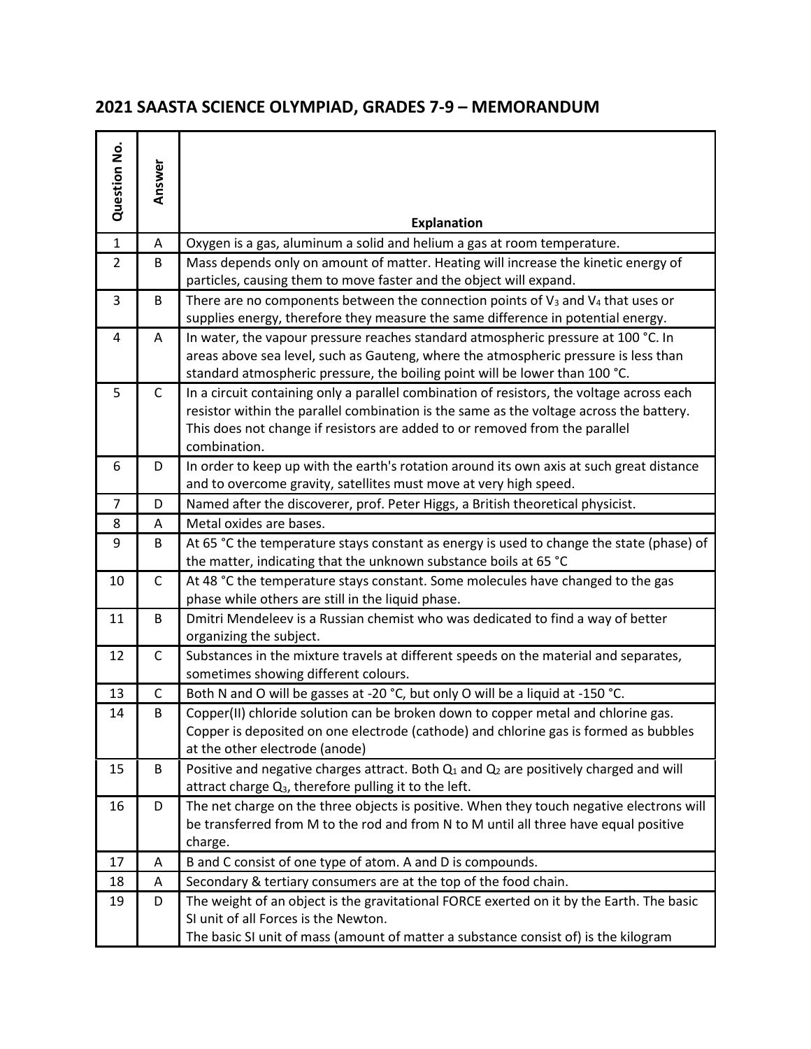## 2021 SAASTA SCIENCE OLYMPIAD, GRADES 7-9 – MEMORANDUM

| Question No. | Answer | Explanation |
|---|---|---|
| 1 | A | Oxygen is a gas, aluminum a solid and helium a gas at room temperature. |
| 2 | B | Mass depends only on amount of matter. Heating will increase the kinetic energy of particles, causing them to move faster and the object will expand. |
| 3 | B | There are no components between the connection points of $V_3$ and $V_4$ that uses or supplies energy, therefore they measure the same difference in potential energy. |
| 4 | A | In water, the vapour pressure reaches standard atmospheric pressure at 100 °C. In areas above sea level, such as Gauteng, where the atmospheric pressure is less than standard atmospheric pressure, the boiling point will be lower than 100 °C. |
| 5 | C | In a circuit containing only a parallel combination of resistors, the voltage across each resistor within the parallel combination is the same as the voltage across the battery. This does not change if resistors are added to or removed from the parallel combination. |
| 6 | D | In order to keep up with the earth's rotation around its own axis at such great distance and to overcome gravity, satellites must move at very high speed. |
| 7 | D | Named after the discoverer, prof. Peter Higgs, a British theoretical physicist. |
| 8 | A | Metal oxides are bases. |
| 9 | B | At 65 °C the temperature stays constant as energy is used to change the state (phase) of the matter, indicating that the unknown substance boils at 65 °C |
| 10 | C | At 48 °C the temperature stays constant. Some molecules have changed to the gas phase while others are still in the liquid phase. |
| 11 | B | Dmitri Mendeleev is a Russian chemist who was dedicated to find a way of better organizing the subject. |
| 12 | C | Substances in the mixture travels at different speeds on the material and separates, sometimes showing different colours. |
| 13 | C | Both N and O will be gasses at -20 °C, but only O will be a liquid at -150 °C. |
| 14 | B | Copper(II) chloride solution can be broken down to copper metal and chlorine gas. Copper is deposited on one electrode (cathode) and chlorine gas is formed as bubbles at the other electrode (anode) |
| 15 | B | Positive and negative charges attract. Both $Q_1$ and $Q_2$ are positively charged and will attract charge $Q_3$, therefore pulling it to the left. |
| 16 | D | The net charge on the three objects is positive. When they touch negative electrons will be transferred from M to the rod and from N to M until all three have equal positive charge. |
| 17 | A | B and C consist of one type of atom. A and D is compounds. |
| 18 | A | Secondary & tertiary consumers are at the top of the food chain. |
| 19 | D | The weight of an object is the gravitational FORCE exerted on it by the Earth. The basic SI unit of all Forces is the Newton. The basic SI unit of mass (amount of matter a substance consist of) is the kilogram |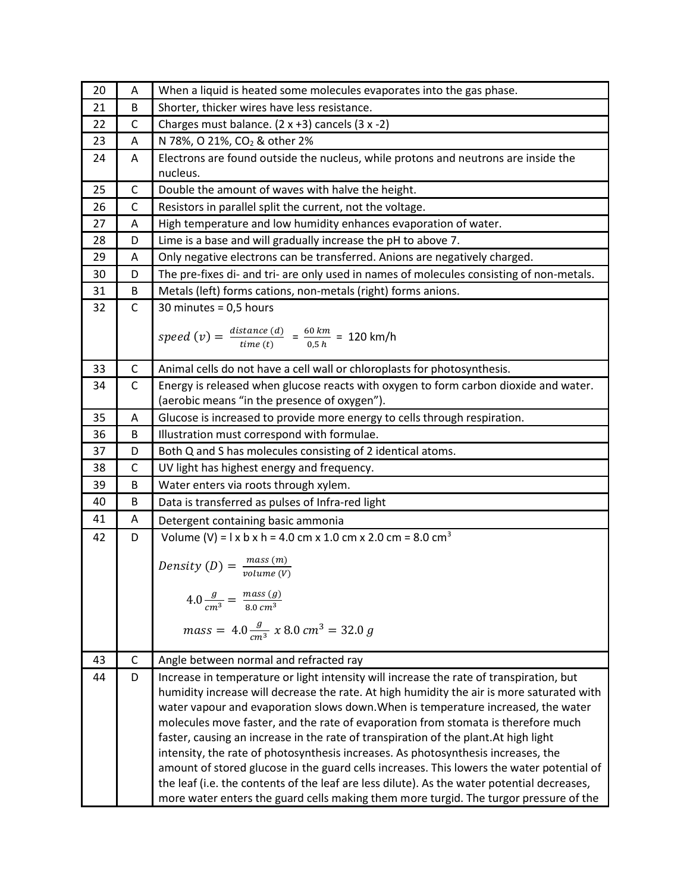| | | |
|---|---|---|
| 20 | A | When a liquid is heated some molecules evaporates into the gas phase. |
| 21 | B | Shorter, thicker wires have less resistance. |
| 22 | C | Charges must balance. (2 x +3) cancels (3 x -2) |
| 23 | A | N 78%, O 21%, $CO_2$ & other 2% |
| 24 | A | Electrons are found outside the nucleus, while protons and neutrons are inside the nucleus. |
| 25 | C | Double the amount of waves with halve the height. |
| 26 | C | Resistors in parallel split the current, not the voltage. |
| 27 | A | High temperature and low humidity enhances evaporation of water. |
| 28 | D | Lime is a base and will gradually increase the pH to above 7. |
| 29 | A | Only negative electrons can be transferred. Anions are negatively charged. |
| 30 | D | The pre-fixes di- and tri- are only used in names of molecules consisting of non-metals. |
| 31 | B | Metals (left) forms cations, non-metals (right) forms anions. |
| 32 | C | 30 minutes = 0,5 hours<br>$speed\ (v) = \frac{distance\ (d)}{time\ (t)} = \frac{60\ km}{0{,}5\ h}$ = 120 km/h |
| 33 | C | Animal cells do not have a cell wall or chloroplasts for photosynthesis. |
| 34 | C | Energy is released when glucose reacts with oxygen to form carbon dioxide and water. (aerobic means "in the presence of oxygen"). |
| 35 | A | Glucose is increased to provide more energy to cells through respiration. |
| 36 | B | Illustration must correspond with formulae. |
| 37 | D | Both Q and S has molecules consisting of 2 identical atoms. |
| 38 | C | UV light has highest energy and frequency. |
| 39 | B | Water enters via roots through xylem. |
| 40 | B | Data is transferred as pulses of Infra-red light |
| 41 | A | Detergent containing basic ammonia |
| 42 | D | Volume (V) = l x b x h = 4.0 cm x 1.0 cm x 2.0 cm = 8.0 $cm^3$<br>$Density\ (D) = \frac{mass\ (m)}{volume\ (V)}$<br>$4.0 \frac{g}{cm^3} = \frac{mass\ (g)}{8.0\ cm^3}$<br>$mass = 4.0 \frac{g}{cm^3}\ x\ 8.0\ cm^3 = 32.0\ g$ |
| 43 | C | Angle between normal and refracted ray |
| 44 | D | Increase in temperature or light intensity will increase the rate of transpiration, but humidity increase will decrease the rate. At high humidity the air is more saturated with water vapour and evaporation slows down.When is temperature increased, the water molecules move faster, and the rate of evaporation from stomata is therefore much faster, causing an increase in the rate of transpiration of the plant.At high light intensity, the rate of photosynthesis increases. As photosynthesis increases, the amount of stored glucose in the guard cells increases. This lowers the water potential of the leaf (i.e. the contents of the leaf are less dilute). As the water potential decreases, more water enters the guard cells making them more turgid. The turgor pressure of the |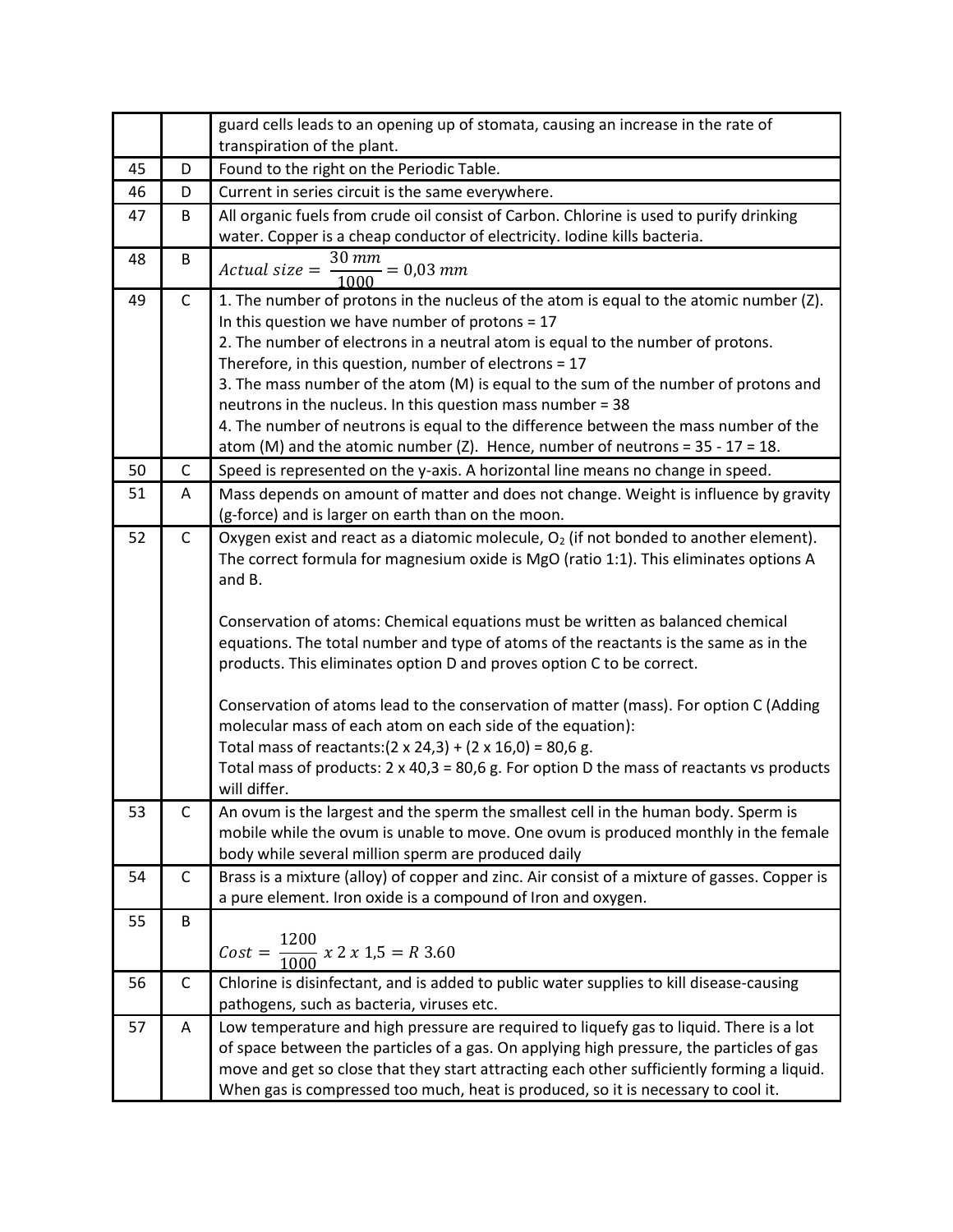| | | |
|---|---|---|
| | | guard cells leads to an opening up of stomata, causing an increase in the rate of transpiration of the plant. |
| 45 | D | Found to the right on the Periodic Table. |
| 46 | D | Current in series circuit is the same everywhere. |
| 47 | B | All organic fuels from crude oil consist of Carbon. Chlorine is used to purify drinking water. Copper is a cheap conductor of electricity. Iodine kills bacteria. |
| 48 | B | $Actual\ size = \frac{30\ mm}{1000} = 0{,}03\ mm$ |
| 49 | C | 1. The number of protons in the nucleus of the atom is equal to the atomic number (Z). In this question we have number of protons = 17<br>2. The number of electrons in a neutral atom is equal to the number of protons. Therefore, in this question, number of electrons = 17<br>3. The mass number of the atom (M) is equal to the sum of the number of protons and neutrons in the nucleus. In this question mass number = 38<br>4. The number of neutrons is equal to the difference between the mass number of the atom (M) and the atomic number (Z). Hence, number of neutrons = 35 - 17 = 18. |
| 50 | C | Speed is represented on the y-axis. A horizontal line means no change in speed. |
| 51 | A | Mass depends on amount of matter and does not change. Weight is influence by gravity (g-force) and is larger on earth than on the moon. |
| 52 | C | Oxygen exist and react as a diatomic molecule, $O_2$ (if not bonded to another element). The correct formula for magnesium oxide is MgO (ratio 1:1). This eliminates options A and B.<br><br>Conservation of atoms: Chemical equations must be written as balanced chemical equations. The total number and type of atoms of the reactants is the same as in the products. This eliminates option D and proves option C to be correct.<br><br>Conservation of atoms lead to the conservation of matter (mass). For option C (Adding molecular mass of each atom on each side of the equation):<br>Total mass of reactants:(2 x 24,3) + (2 x 16,0) = 80,6 g.<br>Total mass of products: 2 x 40,3 = 80,6 g. For option D the mass of reactants vs products will differ. |
| 53 | C | An ovum is the largest and the sperm the smallest cell in the human body. Sperm is mobile while the ovum is unable to move. One ovum is produced monthly in the female body while several million sperm are produced daily |
| 54 | C | Brass is a mixture (alloy) of copper and zinc. Air consist of a mixture of gasses. Copper is a pure element. Iron oxide is a compound of Iron and oxygen. |
| 55 | B | $Cost = \frac{1200}{1000}\ x\ 2\ x\ 1{,}5 = R\ 3.60$ |
| 56 | C | Chlorine is disinfectant, and is added to public water supplies to kill disease-causing pathogens, such as bacteria, viruses etc. |
| 57 | A | Low temperature and high pressure are required to liquefy gas to liquid. There is a lot of space between the particles of a gas. On applying high pressure, the particles of gas move and get so close that they start attracting each other sufficiently forming a liquid. When gas is compressed too much, heat is produced, so it is necessary to cool it. |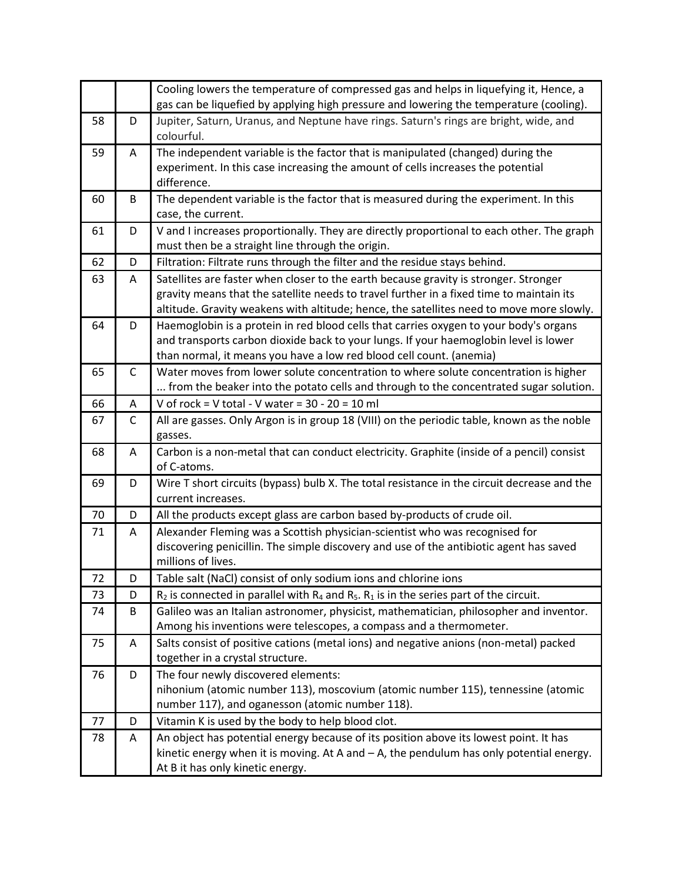| | | |
|---|---|---|
| | | Cooling lowers the temperature of compressed gas and helps in liquefying it, Hence, a gas can be liquefied by applying high pressure and lowering the temperature (cooling). |
| 58 | D | Jupiter, Saturn, Uranus, and Neptune have rings. Saturn's rings are bright, wide, and colourful. |
| 59 | A | The independent variable is the factor that is manipulated (changed) during the experiment. In this case increasing the amount of cells increases the potential difference. |
| 60 | B | The dependent variable is the factor that is measured during the experiment. In this case, the current. |
| 61 | D | V and I increases proportionally. They are directly proportional to each other. The graph must then be a straight line through the origin. |
| 62 | D | Filtration: Filtrate runs through the filter and the residue stays behind. |
| 63 | A | Satellites are faster when closer to the earth because gravity is stronger. Stronger gravity means that the satellite needs to travel further in a fixed time to maintain its altitude. Gravity weakens with altitude; hence, the satellites need to move more slowly. |
| 64 | D | Haemoglobin is a protein in red blood cells that carries oxygen to your body's organs and transports carbon dioxide back to your lungs. If your haemoglobin level is lower than normal, it means you have a low red blood cell count. (anemia) |
| 65 | C | Water moves from lower solute concentration to where solute concentration is higher ... from the beaker into the potato cells and through to the concentrated sugar solution. |
| 66 | A | V of rock = V total - V water = 30 - 20 = 10 ml |
| 67 | C | All are gasses. Only Argon is in group 18 (VIII) on the periodic table, known as the noble gasses. |
| 68 | A | Carbon is a non-metal that can conduct electricity. Graphite (inside of a pencil) consist of C-atoms. |
| 69 | D | Wire T short circuits (bypass) bulb X. The total resistance in the circuit decrease and the current increases. |
| 70 | D | All the products except glass are carbon based by-products of crude oil. |
| 71 | A | Alexander Fleming was a Scottish physician-scientist who was recognised for discovering penicillin. The simple discovery and use of the antibiotic agent has saved millions of lives. |
| 72 | D | Table salt (NaCl) consist of only sodium ions and chlorine ions |
| 73 | D | $R_2$ is connected in parallel with $R_4$ and $R_5$. $R_1$ is in the series part of the circuit. |
| 74 | B | Galileo was an Italian astronomer, physicist, mathematician, philosopher and inventor. Among his inventions were telescopes, a compass and a thermometer. |
| 75 | A | Salts consist of positive cations (metal ions) and negative anions (non-metal) packed together in a crystal structure. |
| 76 | D | The four newly discovered elements: nihonium (atomic number 113), moscovium (atomic number 115), tennessine (atomic number 117), and oganesson (atomic number 118). |
| 77 | D | Vitamin K is used by the body to help blood clot. |
| 78 | A | An object has potential energy because of its position above its lowest point. It has kinetic energy when it is moving. At A and – A, the pendulum has only potential energy. At B it has only kinetic energy. |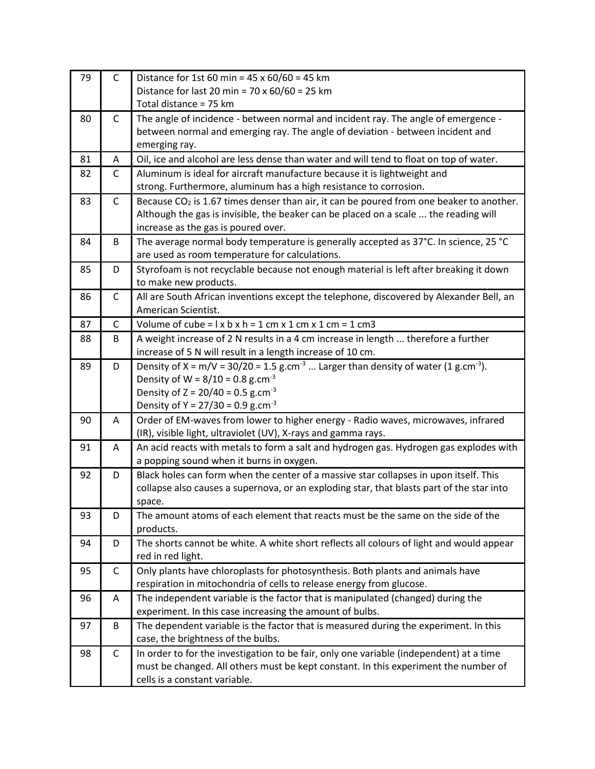| | | |
|---|---|---|
| 79 | C | Distance for 1st 60 min = 45 x 60/60 = 45 km<br>Distance for last 20 min = 70 x 60/60 = 25 km<br>Total distance = 75 km |
| 80 | C | The angle of incidence - between normal and incident ray. The angle of emergence - between normal and emerging ray. The angle of deviation - between incident and emerging ray. |
| 81 | A | Oil, ice and alcohol are less dense than water and will tend to float on top of water. |
| 82 | C | Aluminum is ideal for aircraft manufacture because it is lightweight and strong. Furthermore, aluminum has a high resistance to corrosion. |
| 83 | C | Because $CO_2$ is 1.67 times denser than air, it can be poured from one beaker to another. Although the gas is invisible, the beaker can be placed on a scale ... the reading will increase as the gas is poured over. |
| 84 | B | The average normal body temperature is generally accepted as 37°C. In science, 25 °C are used as room temperature for calculations. |
| 85 | D | Styrofoam is not recyclable because not enough material is left after breaking it down to make new products. |
| 86 | C | All are South African inventions except the telephone, discovered by Alexander Bell, an American Scientist. |
| 87 | C | Volume of cube = l x b x h = 1 cm x 1 cm x 1 cm = 1 cm3 |
| 88 | B | A weight increase of 2 N results in a 4 cm increase in length ... therefore a further increase of 5 N will result in a length increase of 10 cm. |
| 89 | D | Density of X = m/V = 30/20 = 1.5 $g.cm^{-3}$ ... Larger than density of water (1 $g.cm^{-3}$).<br>Density of W = 8/10 = 0.8 $g.cm^{-3}$<br>Density of Z = 20/40 = 0.5 $g.cm^{-3}$<br>Density of Y = 27/30 = 0.9 $g.cm^{-3}$ |
| 90 | A | Order of EM-waves from lower to higher energy - Radio waves, microwaves, infrared (IR), visible light, ultraviolet (UV), X-rays and gamma rays. |
| 91 | A | An acid reacts with metals to form a salt and hydrogen gas. Hydrogen gas explodes with a popping sound when it burns in oxygen. |
| 92 | D | Black holes can form when the center of a massive star collapses in upon itself. This collapse also causes a supernova, or an exploding star, that blasts part of the star into space. |
| 93 | D | The amount atoms of each element that reacts must be the same on the side of the products. |
| 94 | D | The shorts cannot be white. A white short reflects all colours of light and would appear red in red light. |
| 95 | C | Only plants have chloroplasts for photosynthesis. Both plants and animals have respiration in mitochondria of cells to release energy from glucose. |
| 96 | A | The independent variable is the factor that is manipulated (changed) during the experiment. In this case increasing the amount of bulbs. |
| 97 | B | The dependent variable is the factor that is measured during the experiment. In this case, the brightness of the bulbs. |
| 98 | C | In order to for the investigation to be fair, only one variable (independent) at a time must be changed. All others must be kept constant. In this experiment the number of cells is a constant variable. |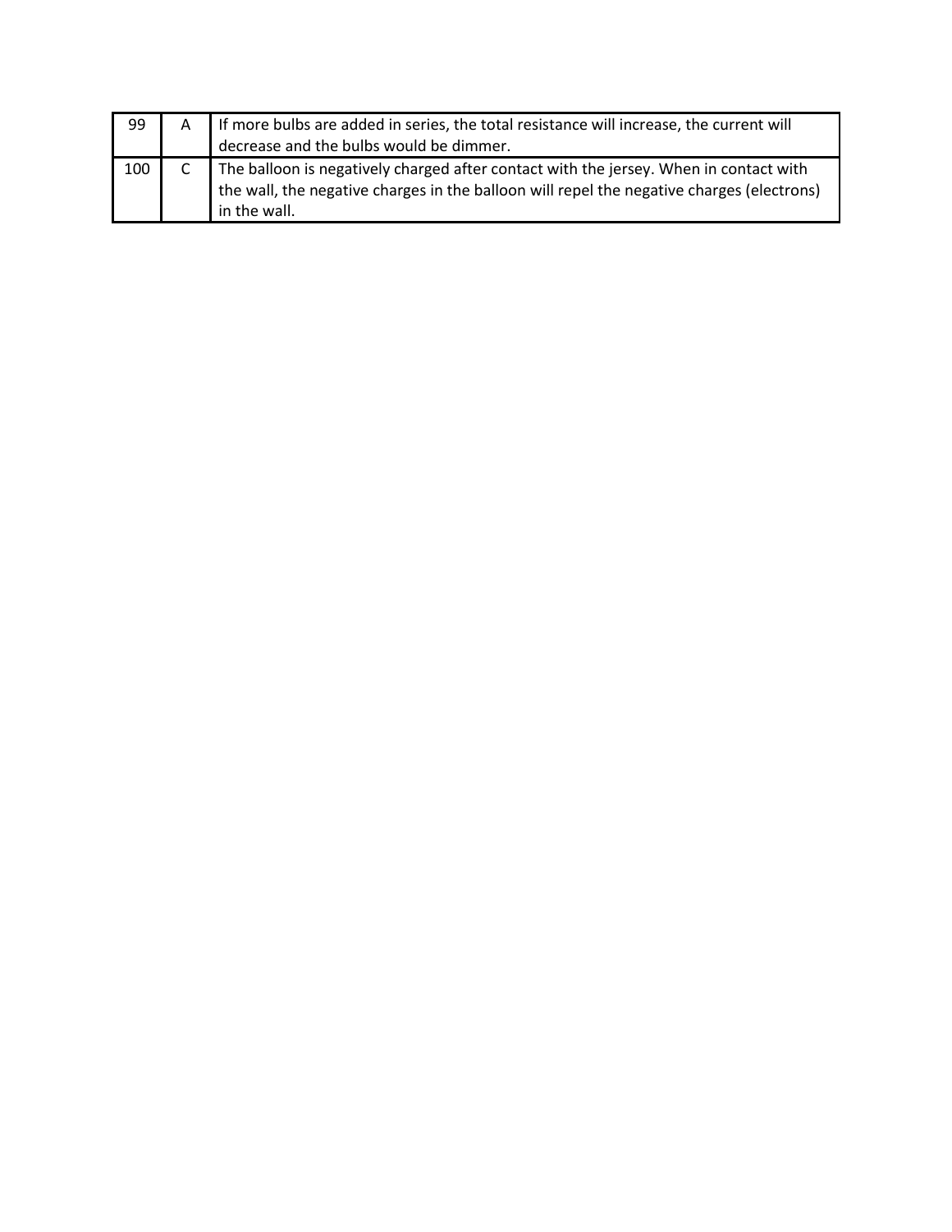| | | |
|---|---|---|
| 99 | A | If more bulbs are added in series, the total resistance will increase, the current will decrease and the bulbs would be dimmer. |
| 100 | C | The balloon is negatively charged after contact with the jersey. When in contact with the wall, the negative charges in the balloon will repel the negative charges (electrons) in the wall. |